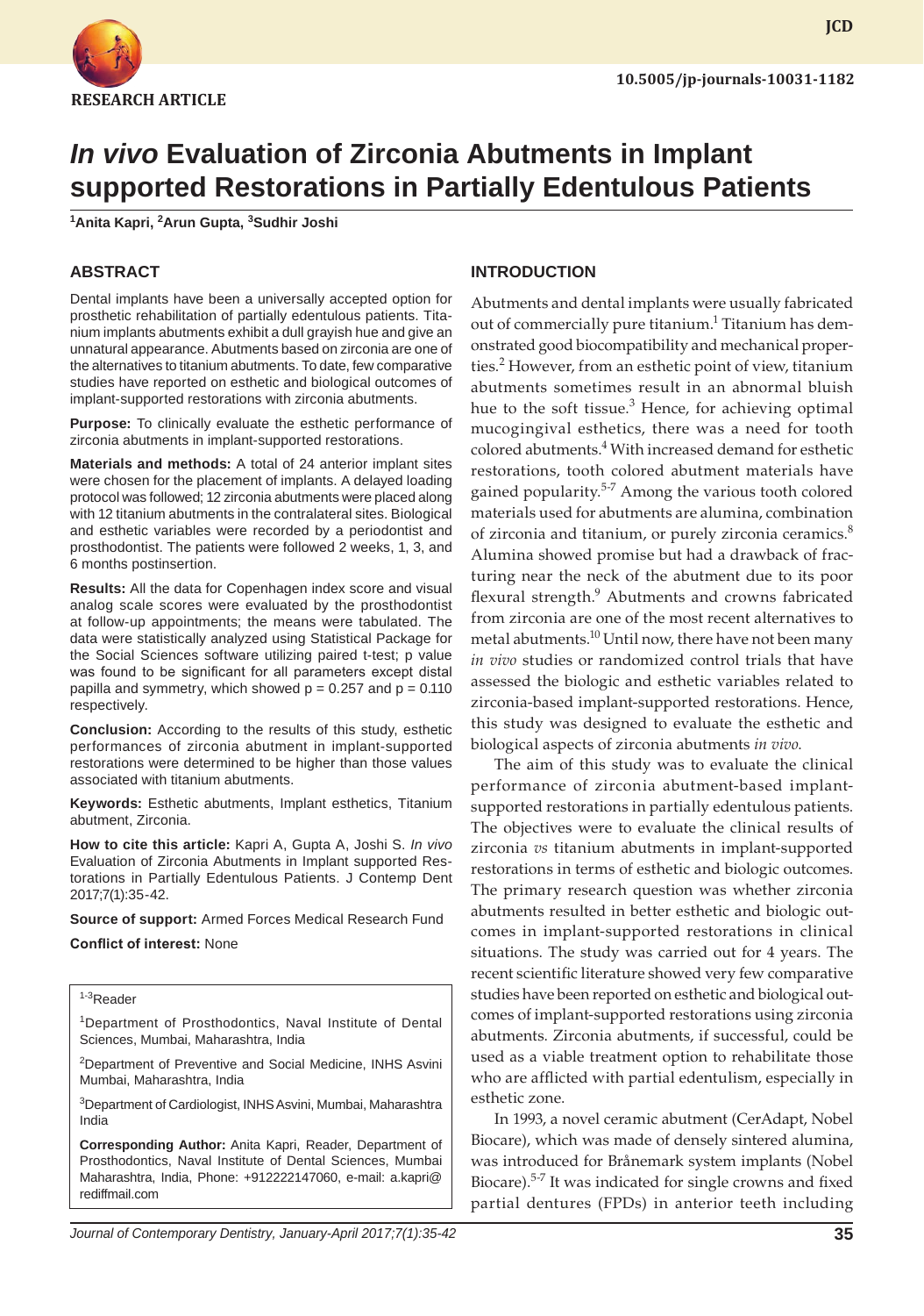RESEARCH ARTICLE

10.5005/jp-journals-10031-1182

# *In vivo* Evaluation of Zirconia Abutments in Implant supported Restorations in Partially Edentulous Patients

[1]Anita Kapri, [2]Arun Gupta, [3]Sudhir Joshi

## ABSTRACT

Dental implants have been a universally accepted option for prosthetic rehabilitation of partially edentulous patients. Titanium implants abutments exhibit a dull grayish hue and give an unnatural appearance. Abutments based on zirconia are one of the alternatives to titanium abutments. To date, few comparative studies have reported on esthetic and biological outcomes of implant-supported restorations with zirconia abutments.

**Purpose:** To clinically evaluate the esthetic performance of zirconia abutments in implant-supported restorations.

**Materials and methods:** A total of 24 anterior implant sites were chosen for the placement of implants. A delayed loading protocol was followed; 12 zirconia abutments were placed along with 12 titanium abutments in the contralateral sites. Biological and esthetic variables were recorded by a periodontist and prosthodontist. The patients were followed 2 weeks, 1, 3, and 6 months postinsertion.

**Results:** All the data for Copenhagen index score and visual analog scale scores were evaluated by the prosthodontist at follow-up appointments; the means were tabulated. The data were statistically analyzed using Statistical Package for the Social Sciences software utilizing paired t-test; p value was found to be significant for all parameters except distal papilla and symmetry, which showed $p = 0.257$ and $p = 0.110$ respectively.

**Conclusion:** According to the results of this study, esthetic performances of zirconia abutment in implant-supported restorations were determined to be higher than those values associated with titanium abutments.

**Keywords:** Esthetic abutments, Implant esthetics, Titanium abutment, Zirconia.

**How to cite this article:** Kapri A, Gupta A, Joshi S. *In vivo* Evaluation of Zirconia Abutments in Implant supported Restorations in Partially Edentulous Patients. J Contemp Dent 2017;7(1):35-42.

**Source of support:** Armed Forces Medical Research Fund

**Conflict of interest:** None

[1-3]Reader

[1]Department of Prosthodontics, Naval Institute of Dental Sciences, Mumbai, Maharashtra, India

[2]Department of Preventive and Social Medicine, INHS Asvini Mumbai, Maharashtra, India

[3]Department of Cardiologist, INHS Asvini, Mumbai, Maharashtra India

**Corresponding Author:** Anita Kapri, Reader, Department of Prosthodontics, Naval Institute of Dental Sciences, Mumbai Maharashtra, India, Phone: +912222147060, e-mail: a.kapri@rediffmail.com

## INTRODUCTION

Abutments and dental implants were usually fabricated out of commercially pure titanium.[1] Titanium has demonstrated good biocompatibility and mechanical properties.[2] However, from an esthetic point of view, titanium abutments sometimes result in an abnormal bluish hue to the soft tissue.[3] Hence, for achieving optimal mucogingival esthetics, there was a need for tooth colored abutments.[4] With increased demand for esthetic restorations, tooth colored abutment materials have gained popularity.[5-7] Among the various tooth colored materials used for abutments are alumina, combination of zirconia and titanium, or purely zirconia ceramics.[8] Alumina showed promise but had a drawback of fracturing near the neck of the abutment due to its poor flexural strength.[9] Abutments and crowns fabricated from zirconia are one of the most recent alternatives to metal abutments.[10] Until now, there have not been many *in vivo* studies or randomized control trials that have assessed the biologic and esthetic variables related to zirconia-based implant-supported restorations. Hence, this study was designed to evaluate the esthetic and biological aspects of zirconia abutments *in vivo.*

The aim of this study was to evaluate the clinical performance of zirconia abutment-based implant-supported restorations in partially edentulous patients. The objectives were to evaluate the clinical results of zirconia *vs* titanium abutments in implant-supported restorations in terms of esthetic and biologic outcomes. The primary research question was whether zirconia abutments resulted in better esthetic and biologic outcomes in implant-supported restorations in clinical situations. The study was carried out for 4 years. The recent scientific literature showed very few comparative studies have been reported on esthetic and biological outcomes of implant-supported restorations using zirconia abutments. Zirconia abutments, if successful, could be used as a viable treatment option to rehabilitate those who are afflicted with partial edentulism, especially in esthetic zone.

In 1993, a novel ceramic abutment (CerAdapt, Nobel Biocare), which was made of densely sintered alumina, was introduced for Brånemark system implants (Nobel Biocare).[5-7] It was indicated for single crowns and fixed partial dentures (FPDs) in anterior teeth including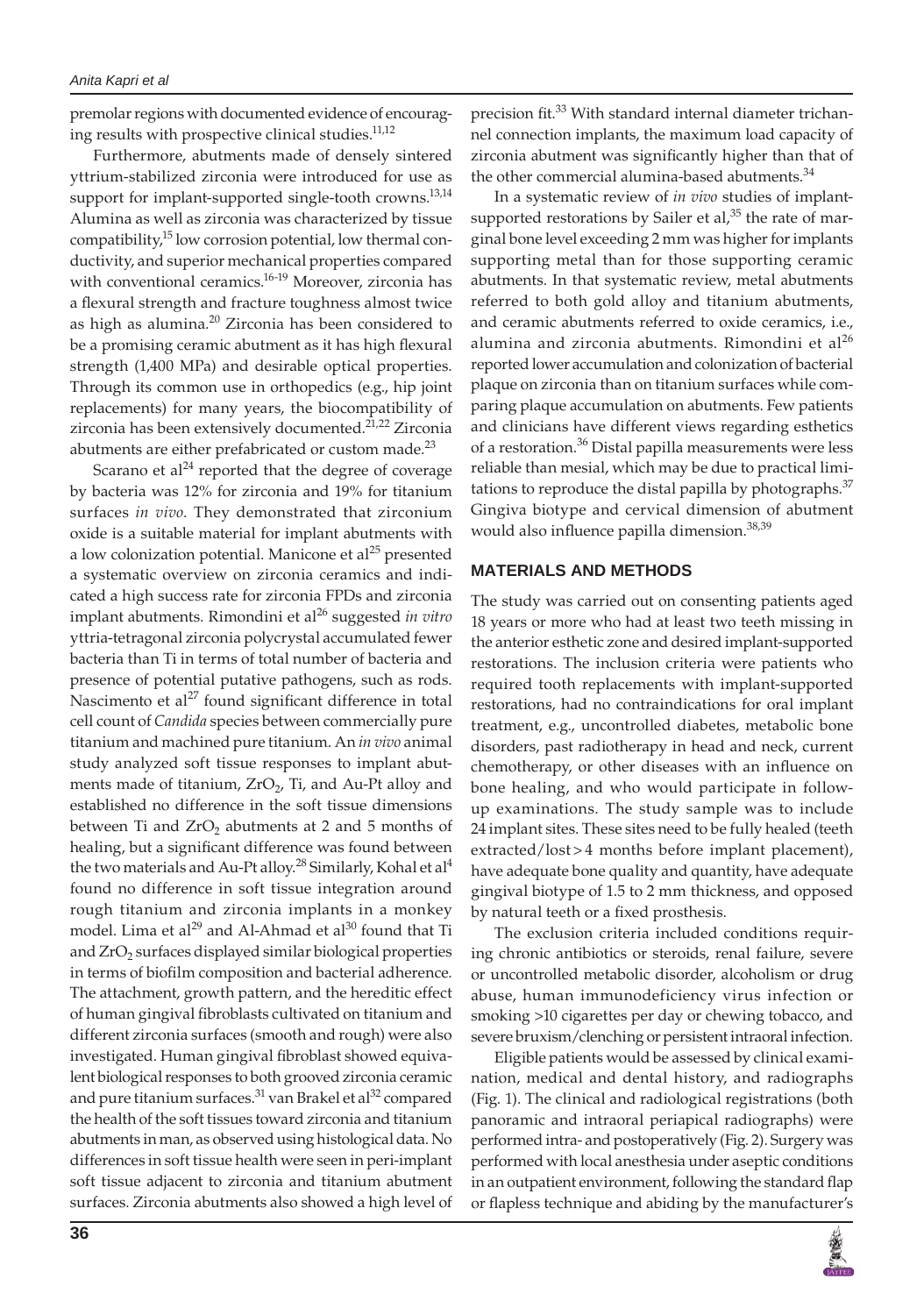premolar regions with documented evidence of encouraging results with prospective clinical studies.[11,12]

Furthermore, abutments made of densely sintered yttrium-stabilized zirconia were introduced for use as support for implant-supported single-tooth crowns.[13,14] Alumina as well as zirconia was characterized by tissue compatibility,[15] low corrosion potential, low thermal conductivity, and superior mechanical properties compared with conventional ceramics.[16-19] Moreover, zirconia has a flexural strength and fracture toughness almost twice as high as alumina.[20] Zirconia has been considered to be a promising ceramic abutment as it has high flexural strength (1,400 MPa) and desirable optical properties. Through its common use in orthopedics (e.g., hip joint replacements) for many years, the biocompatibility of zirconia has been extensively documented.[21,22] Zirconia abutments are either prefabricated or custom made.[23]

Scarano et al[24] reported that the degree of coverage by bacteria was 12% for zirconia and 19% for titanium surfaces *in vivo*. They demonstrated that zirconium oxide is a suitable material for implant abutments with a low colonization potential. Manicone et al[25] presented a systematic overview on zirconia ceramics and indicated a high success rate for zirconia FPDs and zirconia implant abutments. Rimondini et al[26] suggested *in vitro* yttria-tetragonal zirconia polycrystal accumulated fewer bacteria than Ti in terms of total number of bacteria and presence of potential putative pathogens, such as rods. Nascimento et al[27] found significant difference in total cell count of *Candida* species between commercially pure titanium and machined pure titanium. An *in vivo* animal study analyzed soft tissue responses to implant abutments made of titanium, $ZrO_2$, Ti, and Au-Pt alloy and established no difference in the soft tissue dimensions between Ti and $ZrO_2$ abutments at 2 and 5 months of healing, but a significant difference was found between the two materials and Au-Pt alloy.[28] Similarly, Kohal et al[4] found no difference in soft tissue integration around rough titanium and zirconia implants in a monkey model. Lima et al[29] and Al-Ahmad et al[30] found that Ti and $ZrO_2$ surfaces displayed similar biological properties in terms of biofilm composition and bacterial adherence. The attachment, growth pattern, and the hereditic effect of human gingival fibroblasts cultivated on titanium and different zirconia surfaces (smooth and rough) were also investigated. Human gingival fibroblast showed equivalent biological responses to both grooved zirconia ceramic and pure titanium surfaces.[31] van Brakel et al[32] compared the health of the soft tissues toward zirconia and titanium abutments in man, as observed using histological data. No differences in soft tissue health were seen in peri-implant soft tissue adjacent to zirconia and titanium abutment surfaces. Zirconia abutments also showed a high level of precision fit.[33] With standard internal diameter trichannel connection implants, the maximum load capacity of zirconia abutment was significantly higher than that of the other commercial alumina-based abutments.[34]

In a systematic review of *in vivo* studies of implant-supported restorations by Sailer et al,[35] the rate of marginal bone level exceeding 2 mm was higher for implants supporting metal than for those supporting ceramic abutments. In that systematic review, metal abutments referred to both gold alloy and titanium abutments, and ceramic abutments referred to oxide ceramics, i.e., alumina and zirconia abutments. Rimondini et al[26] reported lower accumulation and colonization of bacterial plaque on zirconia than on titanium surfaces while comparing plaque accumulation on abutments. Few patients and clinicians have different views regarding esthetics of a restoration.[36] Distal papilla measurements were less reliable than mesial, which may be due to practical limitations to reproduce the distal papilla by photographs.[37] Gingiva biotype and cervical dimension of abutment would also influence papilla dimension.[38,39]

## MATERIALS AND METHODS

The study was carried out on consenting patients aged 18 years or more who had at least two teeth missing in the anterior esthetic zone and desired implant-supported restorations. The inclusion criteria were patients who required tooth replacements with implant-supported restorations, had no contraindications for oral implant treatment, e.g., uncontrolled diabetes, metabolic bone disorders, past radiotherapy in head and neck, current chemotherapy, or other diseases with an influence on bone healing, and who would participate in follow-up examinations. The study sample was to include 24 implant sites. These sites need to be fully healed (teeth extracted/lost > 4 months before implant placement), have adequate bone quality and quantity, have adequate gingival biotype of 1.5 to 2 mm thickness, and opposed by natural teeth or a fixed prosthesis.

The exclusion criteria included conditions requiring chronic antibiotics or steroids, renal failure, severe or uncontrolled metabolic disorder, alcoholism or drug abuse, human immunodeficiency virus infection or smoking >10 cigarettes per day or chewing tobacco, and severe bruxism/clenching or persistent intraoral infection.

Eligible patients would be assessed by clinical examination, medical and dental history, and radiographs (Fig. 1). The clinical and radiological registrations (both panoramic and intraoral periapical radiographs) were performed intra- and postoperatively (Fig. 2). Surgery was performed with local anesthesia under aseptic conditions in an outpatient environment, following the standard flap or flapless technique and abiding by the manufacturer's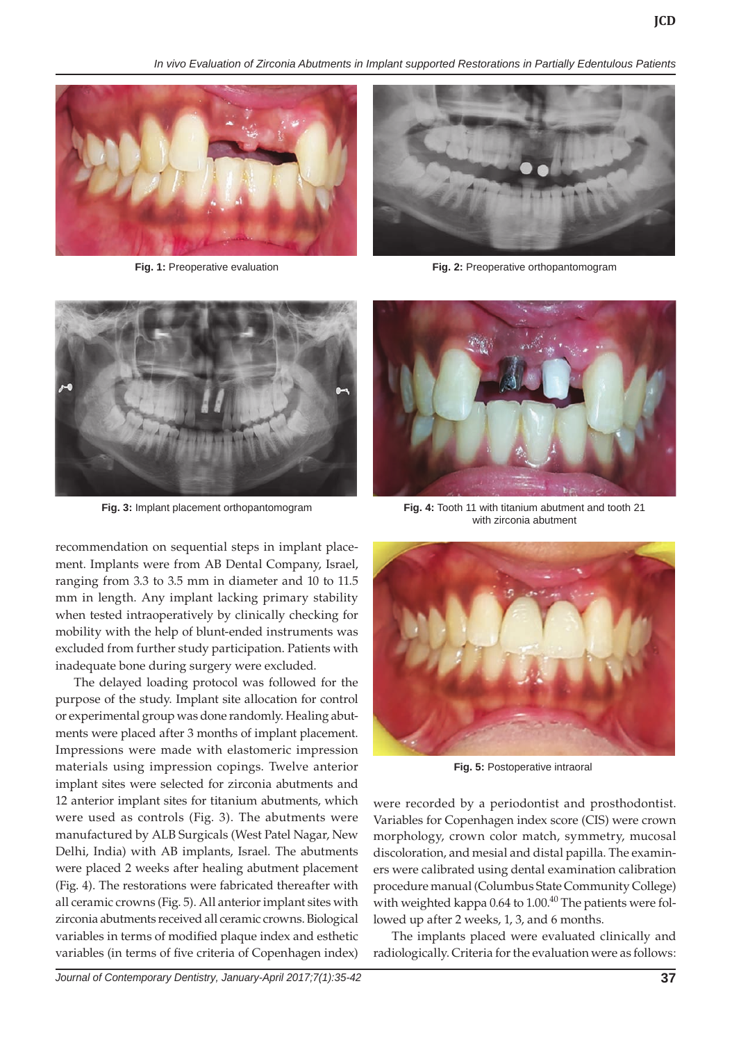Fig. 1: Preoperative evaluation

Fig. 2: Preoperative orthopantomogram

Fig. 3: Implant placement orthopantomogram

Fig. 4: Tooth 11 with titanium abutment and tooth 21 with zirconia abutment

recommendation on sequential steps in implant placement. Implants were from AB Dental Company, Israel, ranging from 3.3 to 3.5 mm in diameter and 10 to 11.5 mm in length. Any implant lacking primary stability when tested intraoperatively by clinically checking for mobility with the help of blunt-ended instruments was excluded from further study participation. Patients with inadequate bone during surgery were excluded.

The delayed loading protocol was followed for the purpose of the study. Implant site allocation for control or experimental group was done randomly. Healing abutments were placed after 3 months of implant placement. Impressions were made with elastomeric impression materials using impression copings. Twelve anterior implant sites were selected for zirconia abutments and 12 anterior implant sites for titanium abutments, which were used as controls (Fig. 3). The abutments were manufactured by ALB Surgicals (West Patel Nagar, New Delhi, India) with AB implants, Israel. The abutments were placed 2 weeks after healing abutment placement (Fig. 4). The restorations were fabricated thereafter with all ceramic crowns (Fig. 5). All anterior implant sites with zirconia abutments received all ceramic crowns. Biological variables in terms of modified plaque index and esthetic variables (in terms of five criteria of Copenhagen index) were recorded by a periodontist and prosthodontist. Variables for Copenhagen index score (CIS) were crown morphology, crown color match, symmetry, mucosal discoloration, and mesial and distal papilla. The examiners were calibrated using dental examination calibration procedure manual (Columbus State Community College) with weighted kappa 0.64 to 1.00.[40] The patients were followed up after 2 weeks, 1, 3, and 6 months.

Fig. 5: Postoperative intraoral

The implants placed were evaluated clinically and radiologically. Criteria for the evaluation were as follows: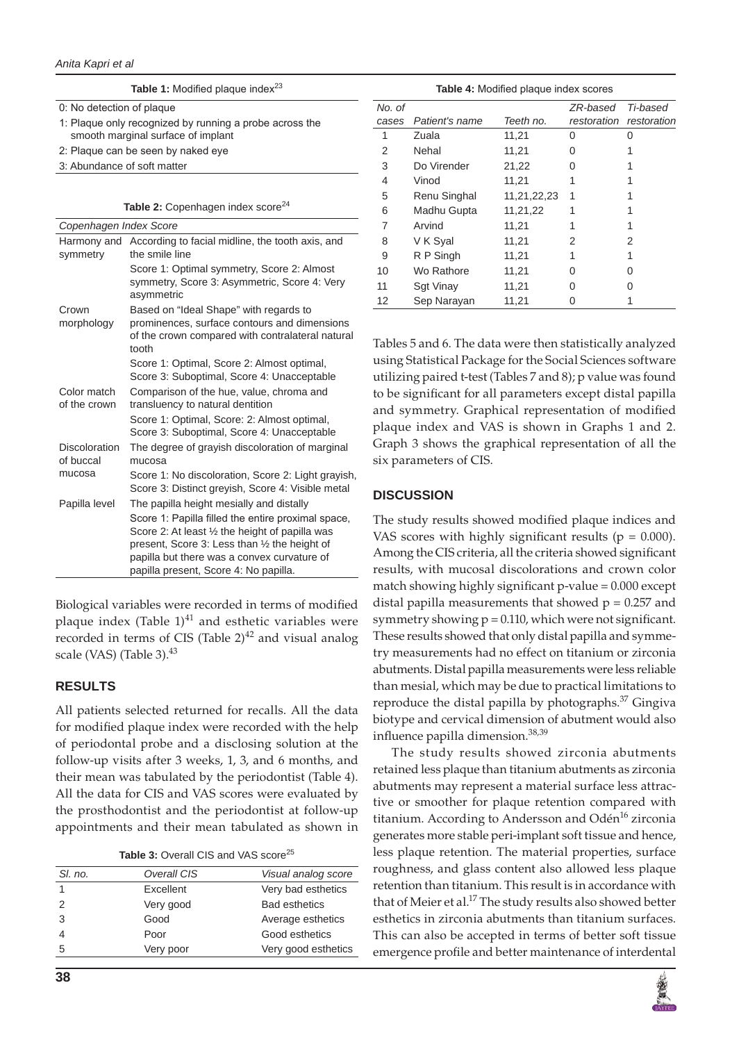**Table 1:** Modified plaque index[23]

| |
|---|
| 0: No detection of plaque |
| 1: Plaque only recognized by running a probe across the smooth marginal surface of implant |
| 2: Plaque can be seen by naked eye |
| 3: Abundance of soft matter |

**Table 2:** Copenhagen index score[24]

| *Copenhagen Index Score* | |
|---|---|
| Harmony and symmetry | According to facial midline, the tooth axis, and the smile line<br>Score 1: Optimal symmetry, Score 2: Almost symmetry, Score 3: Asymmetric, Score 4: Very asymmetric |
| Crown morphology | Based on "Ideal Shape" with regards to prominences, surface contours and dimensions of the crown compared with contralateral natural tooth<br>Score 1: Optimal, Score 2: Almost optimal, Score 3: Suboptimal, Score 4: Unacceptable |
| Color match of the crown | Comparison of the hue, value, chroma and transluency to natural dentition<br>Score 1: Optimal, Score: 2: Almost optimal, Score 3: Suboptimal, Score 4: Unacceptable |
| Discoloration of buccal mucosa | The degree of grayish discoloration of marginal mucosa<br>Score 1: No discoloration, Score 2: Light grayish, Score 3: Distinct greyish, Score 4: Visible metal |
| Papilla level | The papilla height mesially and distally<br>Score 1: Papilla filled the entire proximal space, Score 2: At least ½ the height of papilla was present, Score 3: Less than ½ the height of papilla but there was a convex curvature of papilla present, Score 4: No papilla. |

Biological variables were recorded in terms of modified plaque index (Table 1)[41] and esthetic variables were recorded in terms of CIS (Table 2)[42] and visual analog scale (VAS) (Table 3).[43]

## RESULTS

All patients selected returned for recalls. All the data for modified plaque index were recorded with the help of periodontal probe and a disclosing solution at the follow-up visits after 3 weeks, 1, 3, and 6 months, and their mean was tabulated by the periodontist (Table 4). All the data for CIS and VAS scores were evaluated by the prosthodontist and the periodontist at follow-up appointments and their mean tabulated as shown in Tables 5 and 6. The data were then statistically analyzed using Statistical Package for the Social Sciences software utilizing paired t-test (Tables 7 and 8); p value was found to be significant for all parameters except distal papilla and symmetry. Graphical representation of modified plaque index and VAS is shown in Graphs 1 and 2. Graph 3 shows the graphical representation of all the six parameters of CIS.

**Table 3:** Overall CIS and VAS score[25]

| *Sl. no.* | *Overall CIS* | *Visual analog score* |
|---|---|---|
| 1 | Excellent | Very bad esthetics |
| 2 | Very good | Bad esthetics |
| 3 | Good | Average esthetics |
| 4 | Poor | Good esthetics |
| 5 | Very poor | Very good esthetics |

**Table 4:** Modified plaque index scores

| *No. of cases* | *Patient's name* | *Teeth no.* | *ZR-based restoration* | *Ti-based restoration* |
|---|---|---|---|---|
| 1 | Zuala | 11,21 | 0 | 0 |
| 2 | Nehal | 11,21 | 0 | 1 |
| 3 | Do Virender | 21,22 | 0 | 1 |
| 4 | Vinod | 11,21 | 1 | 1 |
| 5 | Renu Singhal | 11,21,22,23 | 1 | 1 |
| 6 | Madhu Gupta | 11,21,22 | 1 | 1 |
| 7 | Arvind | 11,21 | 1 | 1 |
| 8 | V K Syal | 11,21 | 2 | 2 |
| 9 | R P Singh | 11,21 | 1 | 1 |
| 10 | Wo Rathore | 11,21 | 0 | 0 |
| 11 | Sgt Vinay | 11,21 | 0 | 0 |
| 12 | Sep Narayan | 11,21 | 0 | 1 |

## DISCUSSION

The study results showed modified plaque indices and VAS scores with highly significant results ($p = 0.000$). Among the CIS criteria, all the criteria showed significant results, with mucosal discolorations and crown color match showing highly significant p-value = 0.000 except distal papilla measurements that showed $p = 0.257$ and symmetry showing $p = 0.110$, which were not significant. These results showed that only distal papilla and symmetry measurements had no effect on titanium or zirconia abutments. Distal papilla measurements were less reliable than mesial, which may be due to practical limitations to reproduce the distal papilla by photographs.[37] Gingiva biotype and cervical dimension of abutment would also influence papilla dimension.[38,39]

The study results showed zirconia abutments retained less plaque than titanium abutments as zirconia abutments may represent a material surface less attractive or smoother for plaque retention compared with titanium. According to Andersson and Odén[16] zirconia generates more stable peri-implant soft tissue and hence, less plaque retention. The material properties, surface roughness, and glass content also allowed less plaque retention than titanium. This result is in accordance with that of Meier et al.[17] The study results also showed better esthetics in zirconia abutments than titanium surfaces. This can also be accepted in terms of better soft tissue emergence profile and better maintenance of interdental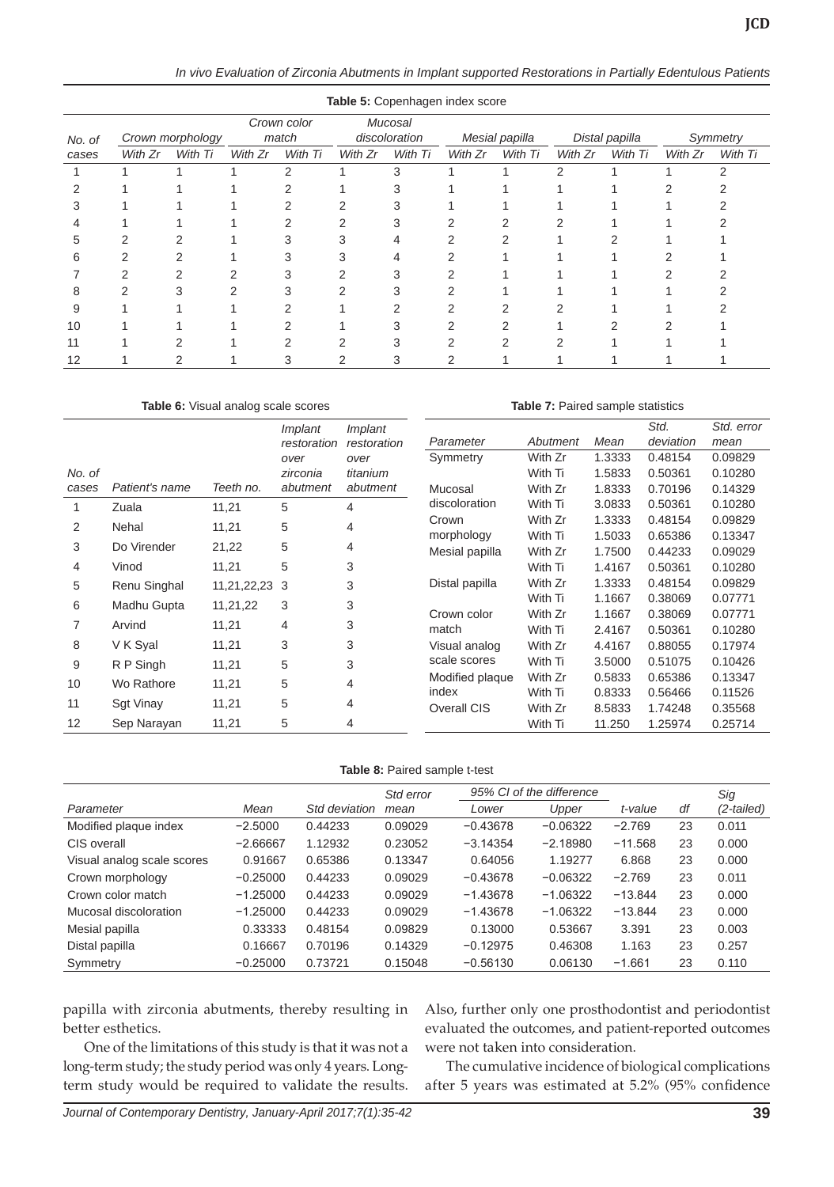**Table 5:** Copenhagen index score

| No. of cases | Crown morphology | | Crown color match | | Mucosal discoloration | | Mesial papilla | | Distal papilla | | Symmetry | |
|---|---|---|---|---|---|---|---|---|---|---|---|---|
| | With Zr | With Ti | With Zr | With Ti | With Zr | With Ti | With Zr | With Ti | With Zr | With Ti | With Zr | With Ti |
| 1 | 1 | 1 | 1 | 2 | 1 | 3 | 1 | 1 | 2 | 1 | 1 | 2 |
| 2 | 1 | 1 | 1 | 2 | 1 | 3 | 1 | 1 | 1 | 1 | 2 | 2 |
| 3 | 1 | 1 | 1 | 2 | 2 | 3 | 1 | 1 | 1 | 1 | 1 | 2 |
| 4 | 1 | 1 | 1 | 2 | 2 | 3 | 2 | 2 | 2 | 1 | 1 | 2 |
| 5 | 2 | 2 | 1 | 3 | 3 | 4 | 2 | 2 | 1 | 2 | 1 | 1 |
| 6 | 2 | 2 | 1 | 3 | 3 | 4 | 2 | 1 | 1 | 1 | 2 | 1 |
| 7 | 2 | 2 | 2 | 3 | 2 | 3 | 2 | 1 | 1 | 1 | 2 | 2 |
| 8 | 2 | 3 | 2 | 3 | 2 | 3 | 2 | 1 | 1 | 1 | 1 | 2 |
| 9 | 1 | 1 | 1 | 2 | 1 | 2 | 2 | 2 | 2 | 1 | 1 | 2 |
| 10 | 1 | 1 | 1 | 2 | 1 | 3 | 2 | 2 | 1 | 2 | 2 | 1 |
| 11 | 1 | 2 | 1 | 2 | 2 | 3 | 2 | 2 | 2 | 1 | 1 | 1 |
| 12 | 1 | 2 | 1 | 3 | 2 | 3 | 2 | 1 | 1 | 1 | 1 | 1 |

**Table 6:** Visual analog scale scores

| No. of cases | Patient's name | Teeth no. | Implant restoration over zirconia abutment | Implant restoration over titanium abutment |
|---|---|---|---|---|
| 1 | Zuala | 11,21 | 5 | 4 |
| 2 | Nehal | 11,21 | 5 | 4 |
| 3 | Do Virender | 21,22 | 5 | 4 |
| 4 | Vinod | 11,21 | 5 | 3 |
| 5 | Renu Singhal | 11,21,22,23 | 3 | 3 |
| 6 | Madhu Gupta | 11,21,22 | 3 | 3 |
| 7 | Arvind | 11,21 | 4 | 3 |
| 8 | V K Syal | 11,21 | 3 | 3 |
| 9 | R P Singh | 11,21 | 5 | 3 |
| 10 | Wo Rathore | 11,21 | 5 | 4 |
| 11 | Sgt Vinay | 11,21 | 5 | 4 |
| 12 | Sep Narayan | 11,21 | 5 | 4 |

**Table 7:** Paired sample statistics

| Parameter | Abutment | Mean | Std. deviation | Std. error mean |
|---|---|---|---|---|
| Symmetry | With Zr | 1.3333 | 0.48154 | 0.09829 |
| | With Ti | 1.5833 | 0.50361 | 0.10280 |
| Mucosal discoloration | With Zr | 1.8333 | 0.70196 | 0.14329 |
| | With Ti | 3.0833 | 0.50361 | 0.10280 |
| Crown morphology | With Zr | 1.3333 | 0.48154 | 0.09829 |
| | With Ti | 1.5033 | 0.65386 | 0.13347 |
| Mesial papilla | With Zr | 1.7500 | 0.44233 | 0.09029 |
| | With Ti | 1.4167 | 0.50361 | 0.10280 |
| Distal papilla | With Zr | 1.3333 | 0.48154 | 0.09829 |
| | With Ti | 1.1667 | 0.38069 | 0.07771 |
| Crown color match | With Zr | 1.1667 | 0.38069 | 0.07771 |
| | With Ti | 2.4167 | 0.50361 | 0.10280 |
| Visual analog scale scores | With Zr | 4.4167 | 0.88055 | 0.17974 |
| | With Ti | 3.5000 | 0.51075 | 0.10426 |
| Modified plaque index | With Zr | 0.5833 | 0.65386 | 0.13347 |
| | With Ti | 0.8333 | 0.56466 | 0.11526 |
| Overall CIS | With Zr | 8.5833 | 1.74248 | 0.35568 |
| | With Ti | 11.250 | 1.25974 | 0.25714 |

**Table 8:** Paired sample t-test

| Parameter | Mean | Std deviation | Std error mean | 95% CI of the difference Lower | Upper | t-value | df | Sig (2-tailed) |
|---|---|---|---|---|---|---|---|---|
| Modified plaque index | −2.5000 | 0.44233 | 0.09029 | −0.43678 | −0.06322 | −2.769 | 23 | 0.011 |
| CIS overall | −2.66667 | 1.12932 | 0.23052 | −3.14354 | −2.18980 | −11.568 | 23 | 0.000 |
| Visual analog scale scores | 0.91667 | 0.65386 | 0.13347 | 0.64056 | 1.19277 | 6.868 | 23 | 0.000 |
| Crown morphology | −0.25000 | 0.44233 | 0.09029 | −0.43678 | −0.06322 | −2.769 | 23 | 0.011 |
| Crown color match | −1.25000 | 0.44233 | 0.09029 | −1.43678 | −1.06322 | −13.844 | 23 | 0.000 |
| Mucosal discoloration | −1.25000 | 0.44233 | 0.09029 | −1.43678 | −1.06322 | −13.844 | 23 | 0.000 |
| Mesial papilla | 0.33333 | 0.48154 | 0.09829 | 0.13000 | 0.53667 | 3.391 | 23 | 0.003 |
| Distal papilla | 0.16667 | 0.70196 | 0.14329 | −0.12975 | 0.46308 | 1.163 | 23 | 0.257 |
| Symmetry | −0.25000 | 0.73721 | 0.15048 | −0.56130 | 0.06130 | −1.661 | 23 | 0.110 |

papilla with zirconia abutments, thereby resulting in better esthetics.

One of the limitations of this study is that it was not a long-term study; the study period was only 4 years. Long-term study would be required to validate the results. Also, further only one prosthodontist and periodontist evaluated the outcomes, and patient-reported outcomes were not taken into consideration.

The cumulative incidence of biological complications after 5 years was estimated at 5.2% (95% confidence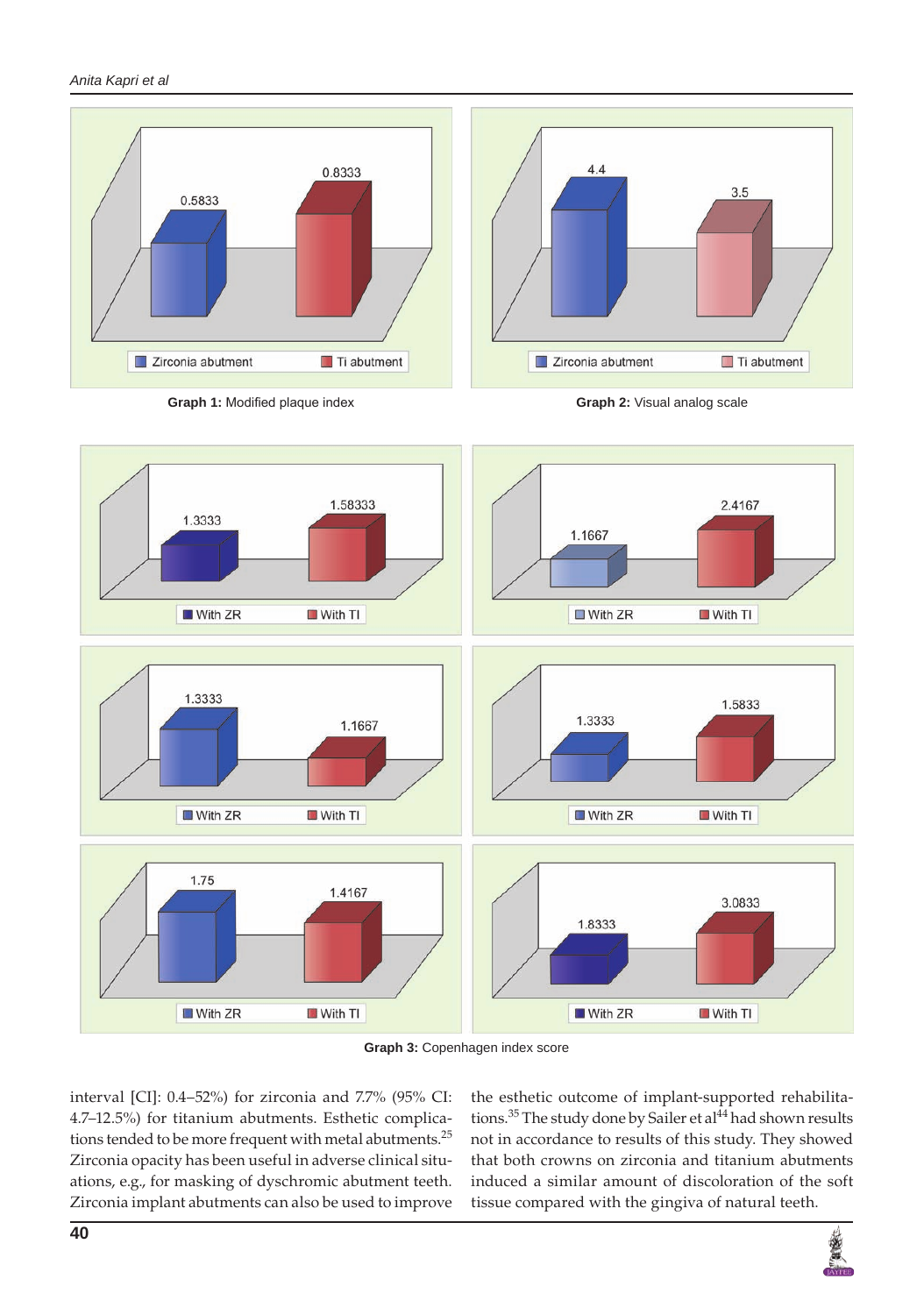Graph 1: Modified plaque index

Graph 2: Visual analog scale

Graph 3: Copenhagen index score

interval [CI]: 0.4–52%) for zirconia and 7.7% (95% CI: 4.7–12.5%) for titanium abutments. Esthetic complications tended to be more frequent with metal abutments.[25] Zirconia opacity has been useful in adverse clinical situations, e.g., for masking of dyschromic abutment teeth. Zirconia implant abutments can also be used to improve the esthetic outcome of implant-supported rehabilitations.[35] The study done by Sailer et al[44] had shown results not in accordance to results of this study. They showed that both crowns on zirconia and titanium abutments induced a similar amount of discoloration of the soft tissue compared with the gingiva of natural teeth.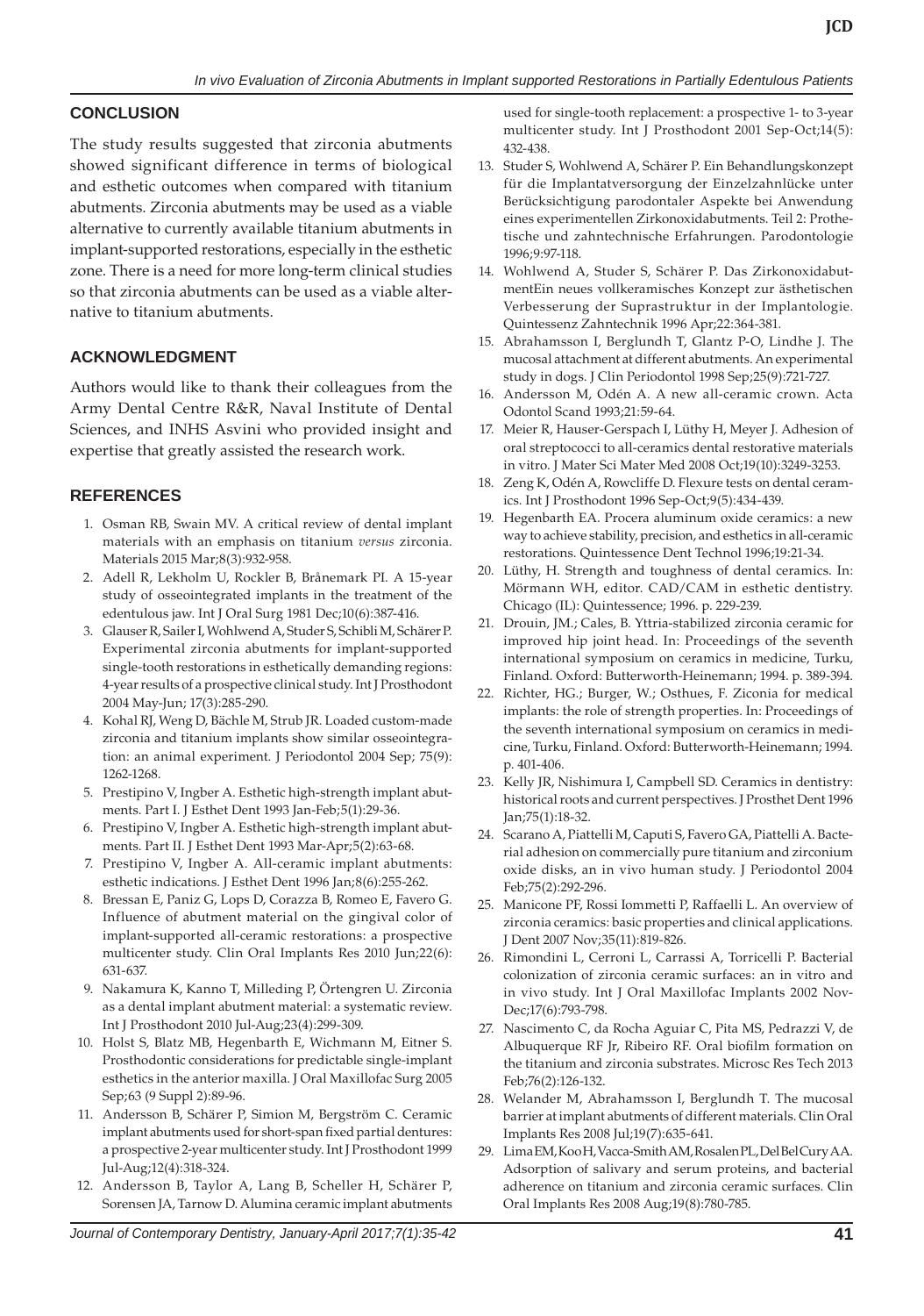## CONCLUSION

The study results suggested that zirconia abutments showed significant difference in terms of biological and esthetic outcomes when compared with titanium abutments. Zirconia abutments may be used as a viable alternative to currently available titanium abutments in implant-supported restorations, especially in the esthetic zone. There is a need for more long-term clinical studies so that zirconia abutments can be used as a viable alternative to titanium abutments.

## ACKNOWLEDGMENT

Authors would like to thank their colleagues from the Army Dental Centre R&R, Naval Institute of Dental Sciences, and INHS Asvini who provided insight and expertise that greatly assisted the research work.

## REFERENCES

1. Osman RB, Swain MV. A critical review of dental implant materials with an emphasis on titanium *versus* zirconia. Materials 2015 Mar;8(3):932-958.
2. Adell R, Lekholm U, Rockler B, Brånemark PI. A 15-year study of osseointegrated implants in the treatment of the edentulous jaw. Int J Oral Surg 1981 Dec;10(6):387-416.
3. Glauser R, Sailer I, Wohlwend A, Studer S, Schibli M, Schärer P. Experimental zirconia abutments for implant-supported single-tooth restorations in esthetically demanding regions: 4-year results of a prospective clinical study. Int J Prosthodont 2004 May-Jun; 17(3):285-290.
4. Kohal RJ, Weng D, Bächle M, Strub JR. Loaded custom-made zirconia and titanium implants show similar osseointegration: an animal experiment. J Periodontol 2004 Sep; 75(9): 1262-1268.
5. Prestipino V, Ingber A. Esthetic high-strength implant abutments. Part I. J Esthet Dent 1993 Jan-Feb;5(1):29-36.
6. Prestipino V, Ingber A. Esthetic high-strength implant abutments. Part II. J Esthet Dent 1993 Mar-Apr;5(2):63-68.
7. Prestipino V, Ingber A. All-ceramic implant abutments: esthetic indications. J Esthet Dent 1996 Jan;8(6):255-262.
8. Bressan E, Paniz G, Lops D, Corazza B, Romeo E, Favero G. Influence of abutment material on the gingival color of implant-supported all-ceramic restorations: a prospective multicenter study. Clin Oral Implants Res 2010 Jun;22(6): 631-637.
9. Nakamura K, Kanno T, Milleding P, Örtengren U. Zirconia as a dental implant abutment material: a systematic review. Int J Prosthodont 2010 Jul-Aug;23(4):299-309.
10. Holst S, Blatz MB, Hegenbarth E, Wichmann M, Eitner S. Prosthodontic considerations for predictable single-implant esthetics in the anterior maxilla. J Oral Maxillofac Surg 2005 Sep;63 (9 Suppl 2):89-96.
11. Andersson B, Schärer P, Simion M, Bergström C. Ceramic implant abutments used for short-span fixed partial dentures: a prospective 2-year multicenter study. Int J Prosthodont 1999 Jul-Aug;12(4):318-324.
12. Andersson B, Taylor A, Lang B, Scheller H, Schärer P, Sorensen JA, Tarnow D. Alumina ceramic implant abutments used for single-tooth replacement: a prospective 1- to 3-year multicenter study. Int J Prosthodont 2001 Sep-Oct;14(5): 432-438.
13. Studer S, Wohlwend A, Schärer P. Ein Behandlungskonzept für die Implantatversorgung der Einzelzahnlücke unter Berücksichtigung parodontaler Aspekte bei Anwendung eines experimentellen Zirkonoxidabutments. Teil 2: Prothetische und zahntechnische Erfahrungen. Parodontologie 1996;9:97-118.
14. Wohlwend A, Studer S, Schärer P. Das ZirkonoxidabutmentEin neues vollkeramisches Konzept zur ästhetischen Verbesserung der Suprastruktur in der Implantologie. Quintessenz Zahntechnik 1996 Apr;22:364-381.
15. Abrahamsson I, Berglundh T, Glantz P-O, Lindhe J. The mucosal attachment at different abutments. An experimental study in dogs. J Clin Periodontol 1998 Sep;25(9):721-727.
16. Andersson M, Odén A. A new all-ceramic crown. Acta Odontol Scand 1993;21:59-64.
17. Meier R, Hauser-Gerspach I, Lüthy H, Meyer J. Adhesion of oral streptococci to all-ceramics dental restorative materials in vitro. J Mater Sci Mater Med 2008 Oct;19(10):3249-3253.
18. Zeng K, Odén A, Rowcliffe D. Flexure tests on dental ceramics. Int J Prosthodont 1996 Sep-Oct;9(5):434-439.
19. Hegenbarth EA. Procera aluminum oxide ceramics: a new way to achieve stability, precision, and esthetics in all-ceramic restorations. Quintessence Dent Technol 1996;19:21-34.
20. Lüthy, H. Strength and toughness of dental ceramics. In: Mörmann WH, editor. CAD/CAM in esthetic dentistry. Chicago (IL): Quintessence; 1996. p. 229-239.
21. Drouin, JM.; Cales, B. Yttria-stabilized zirconia ceramic for improved hip joint head. In: Proceedings of the seventh international symposium on ceramics in medicine, Turku, Finland. Oxford: Butterworth-Heinemann; 1994. p. 389-394.
22. Richter, HG.; Burger, W.; Osthues, F. Ziconia for medical implants: the role of strength properties. In: Proceedings of the seventh international symposium on ceramics in medicine, Turku, Finland. Oxford: Butterworth-Heinemann; 1994. p. 401-406.
23. Kelly JR, Nishimura I, Campbell SD. Ceramics in dentistry: historical roots and current perspectives. J Prosthet Dent 1996 Jan;75(1):18-32.
24. Scarano A, Piattelli M, Caputi S, Favero GA, Piattelli A. Bacterial adhesion on commercially pure titanium and zirconium oxide disks, an in vivo human study. J Periodontol 2004 Feb;75(2):292-296.
25. Manicone PF, Rossi Iommetti P, Raffaelli L. An overview of zirconia ceramics: basic properties and clinical applications. J Dent 2007 Nov;35(11):819-826.
26. Rimondini L, Cerroni L, Carrassi A, Torricelli P. Bacterial colonization of zirconia ceramic surfaces: an in vitro and in vivo study. Int J Oral Maxillofac Implants 2002 Nov-Dec;17(6):793-798.
27. Nascimento C, da Rocha Aguiar C, Pita MS, Pedrazzi V, de Albuquerque RF Jr, Ribeiro RF. Oral biofilm formation on the titanium and zirconia substrates. Microsc Res Tech 2013 Feb;76(2):126-132.
28. Welander M, Abrahamsson I, Berglundh T. The mucosal barrier at implant abutments of different materials. Clin Oral Implants Res 2008 Jul;19(7):635-641.
29. Lima EM, Koo H, Vacca-Smith AM, Rosalen PL, Del Bel Cury AA. Adsorption of salivary and serum proteins, and bacterial adherence on titanium and zirconia ceramic surfaces. Clin Oral Implants Res 2008 Aug;19(8):780-785.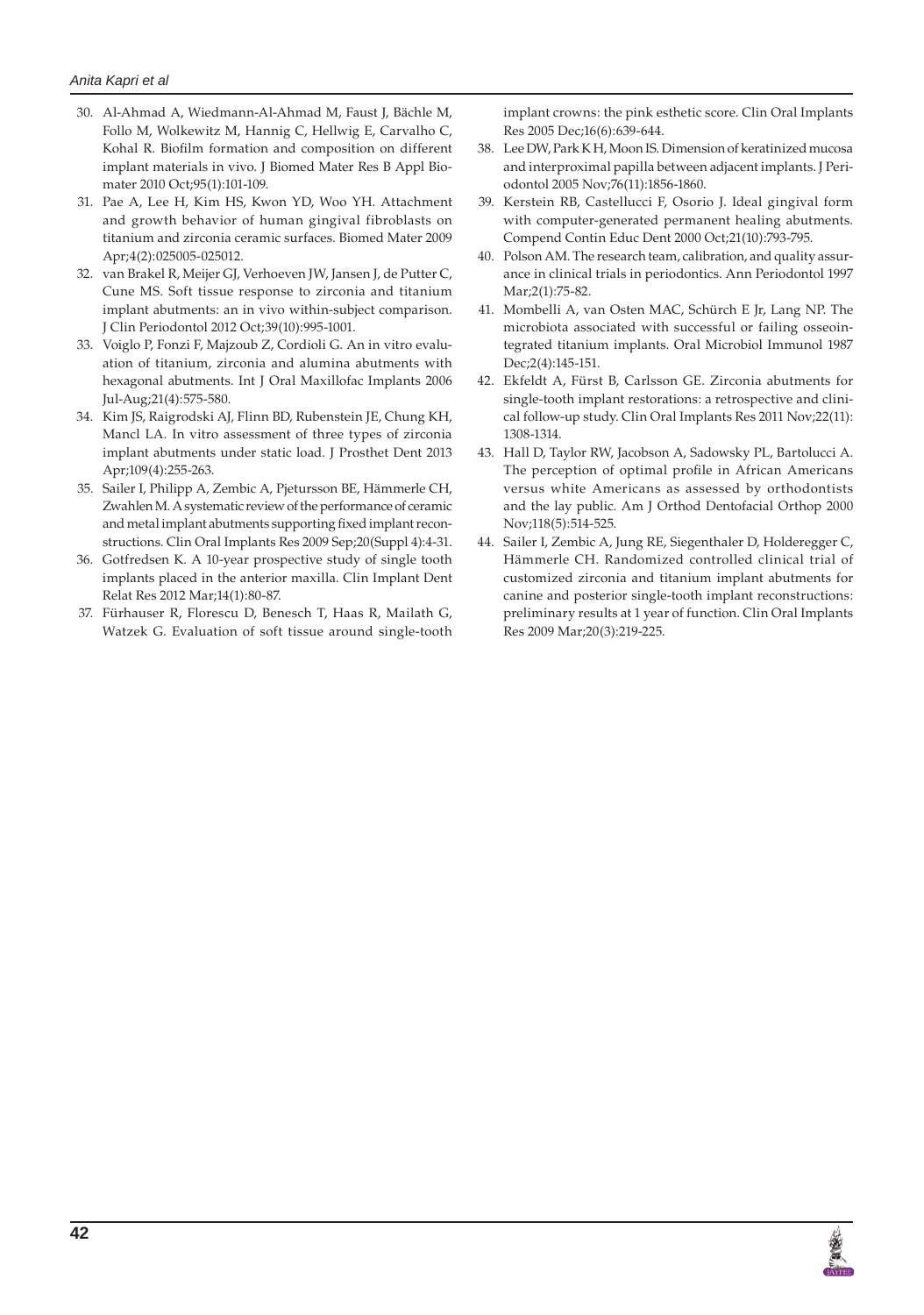30. Al-Ahmad A, Wiedmann-Al-Ahmad M, Faust J, Bächle M, Follo M, Wolkewitz M, Hannig C, Hellwig E, Carvalho C, Kohal R. Biofilm formation and composition on different implant materials in vivo. J Biomed Mater Res B Appl Biomater 2010 Oct;95(1):101-109.
31. Pae A, Lee H, Kim HS, Kwon YD, Woo YH. Attachment and growth behavior of human gingival fibroblasts on titanium and zirconia ceramic surfaces. Biomed Mater 2009 Apr;4(2):025005-025012.
32. van Brakel R, Meijer GJ, Verhoeven JW, Jansen J, de Putter C, Cune MS. Soft tissue response to zirconia and titanium implant abutments: an in vivo within-subject comparison. J Clin Periodontol 2012 Oct;39(10):995-1001.
33. Voiglo P, Fonzi F, Majzoub Z, Cordioli G. An in vitro evaluation of titanium, zirconia and alumina abutments with hexagonal abutments. Int J Oral Maxillofac Implants 2006 Jul-Aug;21(4):575-580.
34. Kim JS, Raigrodski AJ, Flinn BD, Rubenstein JE, Chung KH, Mancl LA. In vitro assessment of three types of zirconia implant abutments under static load. J Prosthet Dent 2013 Apr;109(4):255-263.
35. Sailer I, Philipp A, Zembic A, Pjetursson BE, Hämmerle CH, Zwahlen M. A systematic review of the performance of ceramic and metal implant abutments supporting fixed implant reconstructions. Clin Oral Implants Res 2009 Sep;20(Suppl 4):4-31.
36. Gotfredsen K. A 10-year prospective study of single tooth implants placed in the anterior maxilla. Clin Implant Dent Relat Res 2012 Mar;14(1):80-87.
37. Fürhauser R, Florescu D, Benesch T, Haas R, Mailath G, Watzek G. Evaluation of soft tissue around single-tooth implant crowns: the pink esthetic score. Clin Oral Implants Res 2005 Dec;16(6):639-644.
38. Lee DW, Park K H, Moon IS. Dimension of keratinized mucosa and interproximal papilla between adjacent implants. J Periodontol 2005 Nov;76(11):1856-1860.
39. Kerstein RB, Castellucci F, Osorio J. Ideal gingival form with computer-generated permanent healing abutments. Compend Contin Educ Dent 2000 Oct;21(10):793-795.
40. Polson AM. The research team, calibration, and quality assurance in clinical trials in periodontics. Ann Periodontol 1997 Mar;2(1):75-82.
41. Mombelli A, van Osten MAC, Schürch E Jr, Lang NP. The microbiota associated with successful or failing osseointegrated titanium implants. Oral Microbiol Immunol 1987 Dec;2(4):145-151.
42. Ekfeldt A, Fürst B, Carlsson GE. Zirconia abutments for single-tooth implant restorations: a retrospective and clinical follow-up study. Clin Oral Implants Res 2011 Nov;22(11): 1308-1314.
43. Hall D, Taylor RW, Jacobson A, Sadowsky PL, Bartolucci A. The perception of optimal profile in African Americans versus white Americans as assessed by orthodontists and the lay public. Am J Orthod Dentofacial Orthop 2000 Nov;118(5):514-525.
44. Sailer I, Zembic A, Jung RE, Siegenthaler D, Holderegger C, Hämmerle CH. Randomized controlled clinical trial of customized zirconia and titanium implant abutments for canine and posterior single-tooth implant reconstructions: preliminary results at 1 year of function. Clin Oral Implants Res 2009 Mar;20(3):219-225.